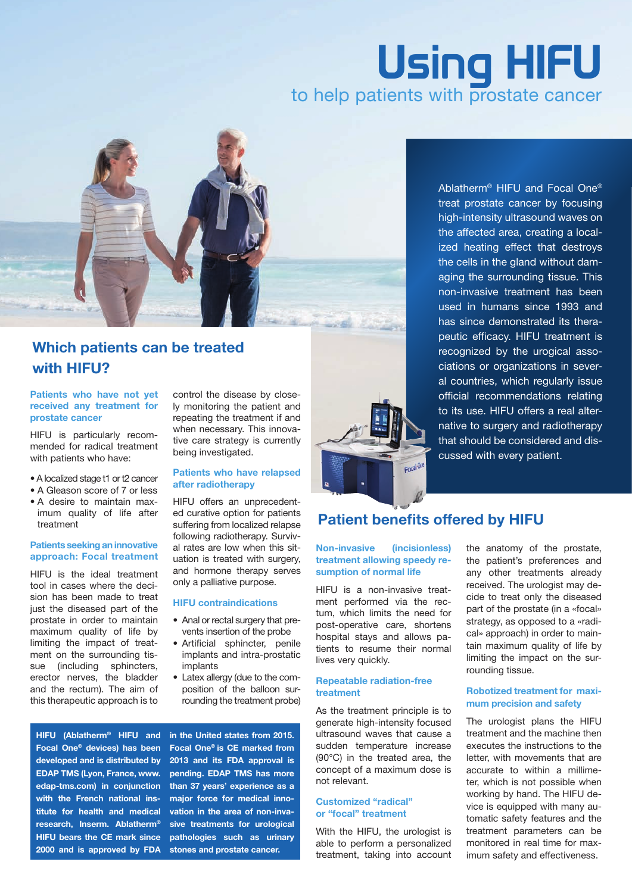# Using HIFU

to help patients with prostate cancer

Ablatherm® HIFU and Focal One® treat prostate cancer by focusing high-intensity ultrasound waves on the affected area, creating a localized heating effect that destroys the cells in the gland without damaging the surrounding tissue. This non-invasive treatment has been used in humans since 1993 and has since demonstrated its therapeutic efficacy. HIFU treatment is recognized by the urogical associations or organizations in several countries, which regularly issue official recommendations relating to its use. HIFU offers a real alternative to surgery and radiotherapy that should be considered and discussed with every patient.

## Which patients can be treated with HIFU?

### Patients who have not yet received any treatment for prostate cancer

HIFU is particularly recommended for radical treatment with patients who have:

- A localized stage t1 or t2 cancer
- A Gleason score of 7 or less
- A desire to maintain maximum quality of life after treatment

### Patients seeking an innovative approach: Focal treatment

HIFU is the ideal treatment tool in cases where the decision has been made to treat just the diseased part of the prostate in order to maintain maximum quality of life by limiting the impact of treatment on the surrounding tissue (including sphincters, erector nerves, the bladder and the rectum). The aim of this therapeutic approach is to control the disease by closely monitoring the patient and repeating the treatment if and when necessary. This innovative care strategy is currently being investigated.

### Patients who have relapsed after radiotherapy

HIFU offers an unprecedented curative option for patients suffering from localized relapse following radiotherapy. Survival rates are low when this situation is treated with surgery, and hormone therapy serves only a palliative purpose.

### HIFU contraindications

- Anal or rectal surgery that prevents insertion of the probe
- Artificial sphincter, penile implants and intra-prostatic implants
- Latex allergy (due to the composition of the balloon surrounding the treatment probe)

**HIFU (Ablatherm® HIFU and Focal One® devices) has been developed and is distributed by EDAP TMS (Lyon, France, www.edap-tms.com) in conjunction with the French national institute for health and medical research, Inserm. Ablatherm® HIFU bears the CE mark since 2000 and is approved by FDA in the United states from 2015. Focal One® is CE marked from 2013 and its FDA approval is pending. EDAP TMS has more than 37 years' experience as a major force for medical innovation in the area of non-invasive treatments for urological pathologies such as urinary stones and prostate cancer.**

## Patient benefits offered by HIFU

### Non-invasive (incisionless) treatment allowing speedy resumption of normal life

HIFU is a non-invasive treatment performed via the rectum, which limits the need for post-operative care, shortens hospital stays and allows patients to resume their normal lives very quickly.

### Repeatable radiation-free treatment

As the treatment principle is to generate high-intensity focused ultrasound waves that cause a sudden temperature increase (90°C) in the treated area, the concept of a maximum dose is not relevant.

### Customized "radical" or "focal" treatment

With the HIFU, the urologist is able to perform a personalized treatment, taking into account the anatomy of the prostate, the patient's preferences and any other treatments already received. The urologist may decide to treat only the diseased part of the prostate (in a «focal» strategy, as opposed to a «radical» approach) in order to maintain maximum quality of life by limiting the impact on the surrounding tissue.

### Robotized treatment for maximum precision and safety

The urologist plans the HIFU treatment and the machine then executes the instructions to the letter, with movements that are accurate to within a millimeter, which is not possible when working by hand. The HIFU device is equipped with many automatic safety features and the treatment parameters can be monitored in real time for maximum safety and effectiveness.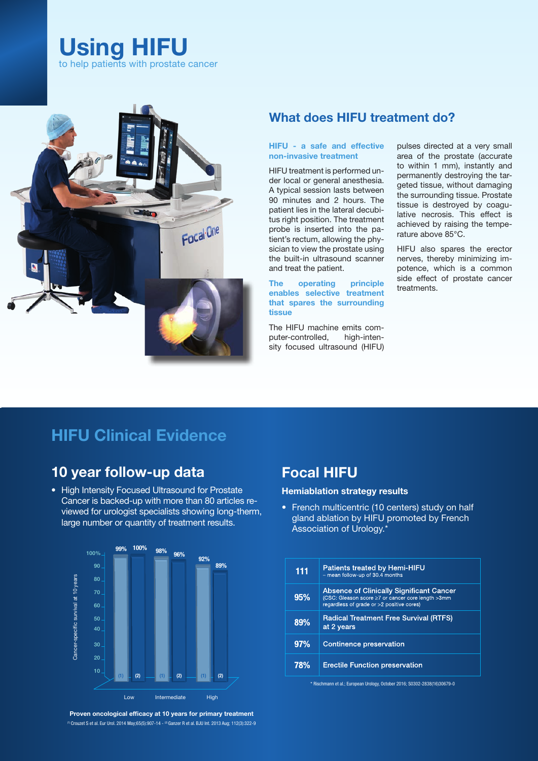# Using HIFU

to help patients with prostate cancer

## What does HIFU treatment do?

### HIFU - a safe and effective non-invasive treatment

HIFU treatment is performed under local or general anesthesia. A typical session lasts between 90 minutes and 2 hours. The patient lies in the lateral decubitus right position. The treatment probe is inserted into the patient's rectum, allowing the physician to view the prostate using the built-in ultrasound scanner and treat the patient.

### The operating principle enables selective treatment that spares the surrounding tissue

The HIFU machine emits computer-controlled, high-intensity focused ultrasound (HIFU) pulses directed at a very small area of the prostate (accurate to within 1 mm), instantly and permanently destroying the targeted tissue, without damaging the surrounding tissue. Prostate tissue is destroyed by coagulative necrosis. This effect is achieved by raising the temperature above 85°C.

HIFU also spares the erector nerves, thereby minimizing impotence, which is a common side effect of prostate cancer treatments.

# HIFU Clinical Evidence

## 10 year follow-up data

- High Intensity Focused Ultrasound for Prostate Cancer is backed-up with more than 80 articles reviewed for urologist specialists showing long-therm, large number or quantity of treatment results.

Cancer-specific survival at 10 years

100% 90 80 70 60 50 40 30 20 10

99% 100% 98% 96% 92% 89%

(1) (2) (1) (2) (1) (2)

Low Intermediate High

**Proven oncological efficacy at 10 years for primary treatment**

[1] Crouzet S et al. Eur Urol. 2014 May;65(5):907-14 - [2] Ganzer R et al. BJU Int. 2013 Aug; 112(3):322-9

## Focal HIFU

### Hemiablation strategy results

- French multicentric (10 centers) study on half gland ablation by HIFU promoted by French Association of Urology.*

| | |
|---|---|
| 111 | **Patients treated by Hemi-HIFU** – mean follow-up of 30.4 months |
| 95% | **Absence of Clinically Significant Cancer** (CSC: Gleason score ≥7 or cancer core length >3mm regardless of grade or >2 positive cores) |
| 89% | **Radical Treatment Free Survival (RTFS) at 2 years** |
| 97% | **Continence preservation** |
| 78% | **Erectile Function preservation** |

\* Rischmann et al.; European Urology, October 2016; S0302-2838(16)30679-0